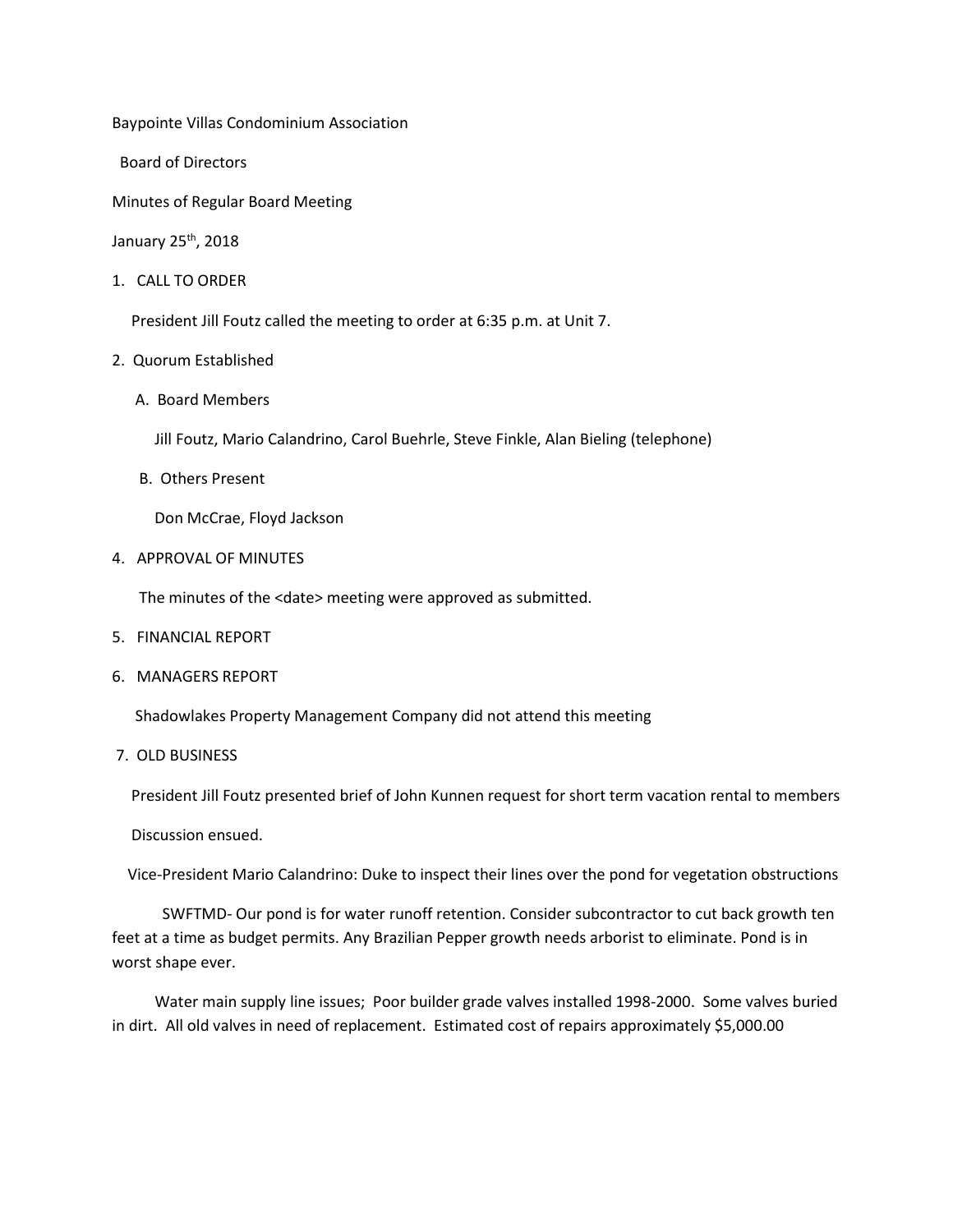Baypointe Villas Condominium Association

Board of Directors

Minutes of Regular Board Meeting

January 25th, 2018

1. CALL TO ORDER

   President Jill Foutz called the meeting to order at 6:35 p.m. at Unit 7.

2. Quorum Established

   A. Board Members

      Jill Foutz, Mario Calandrino, Carol Buehrle, Steve Finkle, Alan Bieling (telephone)

   B. Others Present

      Don McCrae, Floyd Jackson

4. APPROVAL OF MINUTES

   The minutes of the <date> meeting were approved as submitted.

5. FINANCIAL REPORT

6. MANAGERS REPORT

   Shadowlakes Property Management Company did not attend this meeting

7. OLD BUSINESS

   President Jill Foutz presented brief of John Kunnen request for short term vacation rental to members

   Discussion ensued.

   Vice-President Mario Calandrino: Duke to inspect their lines over the pond for vegetation obstructions

   SWFTMD- Our pond is for water runoff retention. Consider subcontractor to cut back growth ten feet at a time as budget permits. Any Brazilian Pepper growth needs arborist to eliminate. Pond is in worst shape ever.

   Water main supply line issues; Poor builder grade valves installed 1998-2000. Some valves buried in dirt. All old valves in need of replacement. Estimated cost of repairs approximately $5,000.00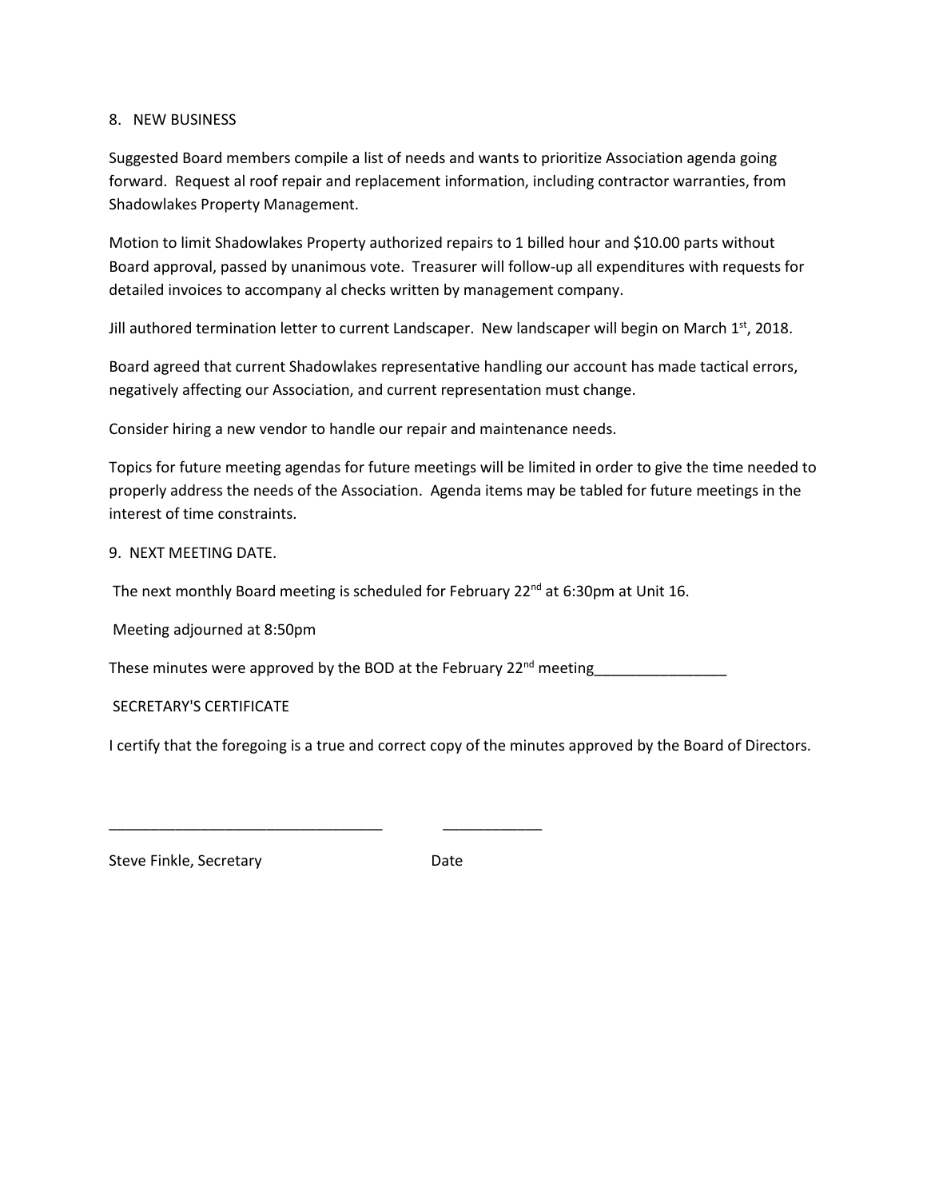8. NEW BUSINESS

Suggested Board members compile a list of needs and wants to prioritize Association agenda going forward. Request al roof repair and replacement information, including contractor warranties, from Shadowlakes Property Management.

Motion to limit Shadowlakes Property authorized repairs to 1 billed hour and $10.00 parts without Board approval, passed by unanimous vote. Treasurer will follow-up all expenditures with requests for detailed invoices to accompany al checks written by management company.

Jill authored termination letter to current Landscaper. New landscaper will begin on March 1st, 2018.

Board agreed that current Shadowlakes representative handling our account has made tactical errors, negatively affecting our Association, and current representation must change.

Consider hiring a new vendor to handle our repair and maintenance needs.

Topics for future meeting agendas for future meetings will be limited in order to give the time needed to properly address the needs of the Association. Agenda items may be tabled for future meetings in the interest of time constraints.

9. NEXT MEETING DATE.

The next monthly Board meeting is scheduled for February 22nd at 6:30pm at Unit 16.

Meeting adjourned at 8:50pm

These minutes were approved by the BOD at the February 22nd meeting________________

SECRETARY'S CERTIFICATE

I certify that the foregoing is a true and correct copy of the minutes approved by the Board of Directors.

_________________________________ ____________

Steve Finkle, Secretary Date